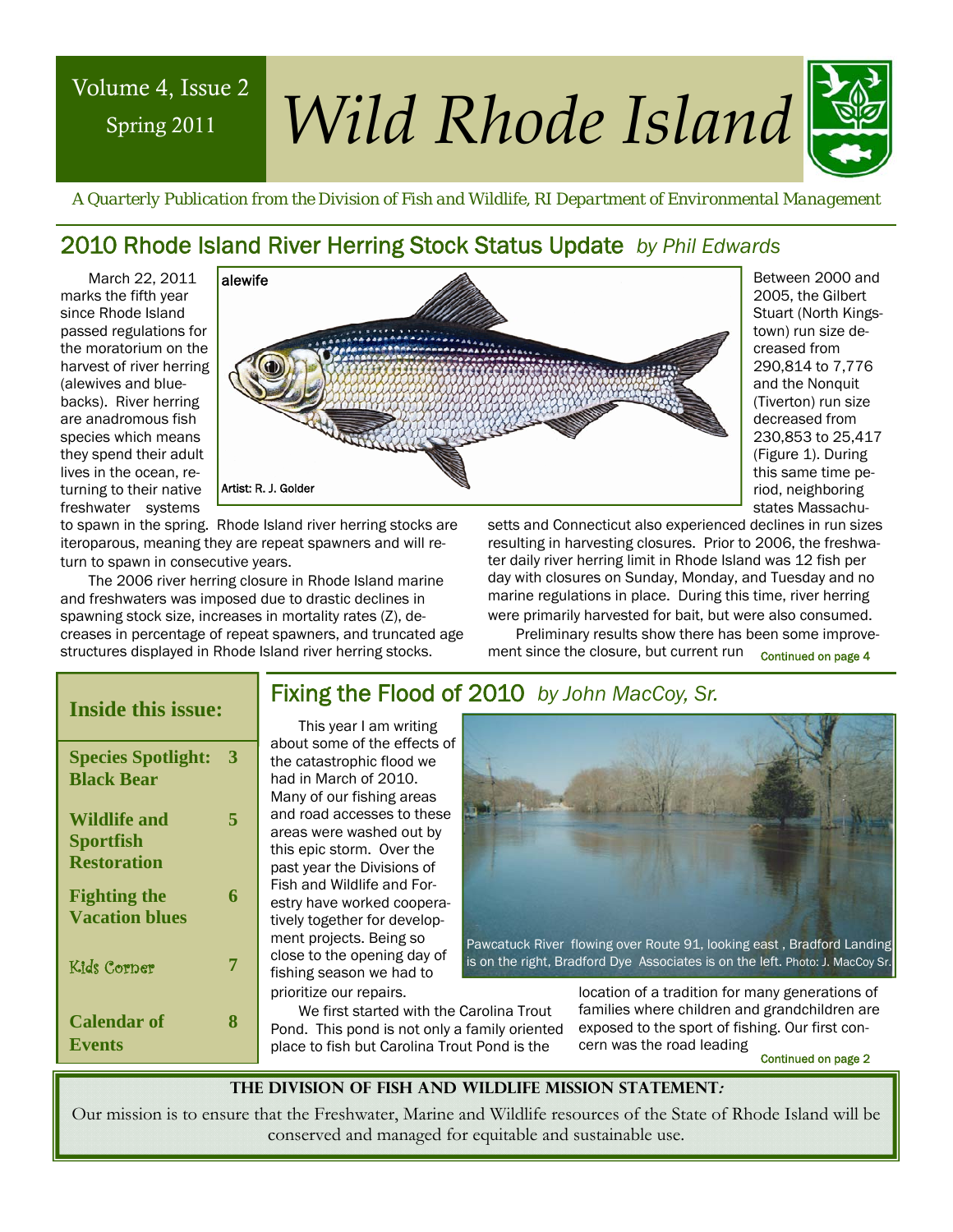Volume 4, Issue 2
Spring 2011

# Wild Rhode Island

*A Quarterly Publication from the Division of Fish and Wildlife, RI Department of Environmental Management*

## 2010 Rhode Island River Herring Stock Status Update *by Phil Edwards*

alewife

Artist: R. J. Golder

March 22, 2011 marks the fifth year since Rhode Island passed regulations for the moratorium on the harvest of river herring (alewives and bluebacks). River herring are anadromous fish species which means they spend their adult lives in the ocean, returning to their native freshwater systems to spawn in the spring. Rhode Island river herring stocks are iteroparous, meaning they are repeat spawners and will return to spawn in consecutive years.

The 2006 river herring closure in Rhode Island marine and freshwaters was imposed due to drastic declines in spawning stock size, increases in mortality rates (Z), decreases in percentage of repeat spawners, and truncated age structures displayed in Rhode Island river herring stocks.

Between 2000 and 2005, the Gilbert Stuart (North Kingstown) run size decreased from 290,814 to 7,776 and the Nonquit (Tiverton) run size decreased from 230,853 to 25,417 (Figure 1). During this same time period, neighboring states Massachusetts and Connecticut also experienced declines in run sizes resulting in harvesting closures. Prior to 2006, the freshwater daily river herring limit in Rhode Island was 12 fish per day with closures on Sunday, Monday, and Tuesday and no marine regulations in place. During this time, river herring were primarily harvested for bait, but were also consumed.

Preliminary results show there has been some improvement since the closure, but current run *Continued on page 4*

## Inside this issue:

| | |
|---|---|
| **Species Spotlight: Black Bear** | **3** |
| **Wildlife and Sportfish Restoration** | **5** |
| **Fighting the Vacation blues** | **6** |
| Kids Corner | **7** |
| **Calendar of Events** | **8** |

## Fixing the Flood of 2010 *by John MacCoy, Sr.*

This year I am writing about some of the effects of the catastrophic flood we had in March of 2010. Many of our fishing areas and road accesses to these areas were washed out by this epic storm. Over the past year the Divisions of Fish and Wildlife and Forestry have worked cooperatively together for development projects. Being so close to the opening day of fishing season we had to prioritize our repairs.

Pawcatuck River flowing over Route 91, looking east, Bradford Landing is on the right, Bradford Dye Associates is on the left. Photo: J. MacCoy Sr.

We first started with the Carolina Trout Pond. This pond is not only a family oriented place to fish but Carolina Trout Pond is the location of a tradition for many generations of families where children and grandchildren are exposed to the sport of fishing. Our first concern was the road leading *Continued on page 2*

**THE DIVISION OF FISH AND WILDLIFE MISSION STATEMENT:**

Our mission is to ensure that the Freshwater, Marine and Wildlife resources of the State of Rhode Island will be conserved and managed for equitable and sustainable use.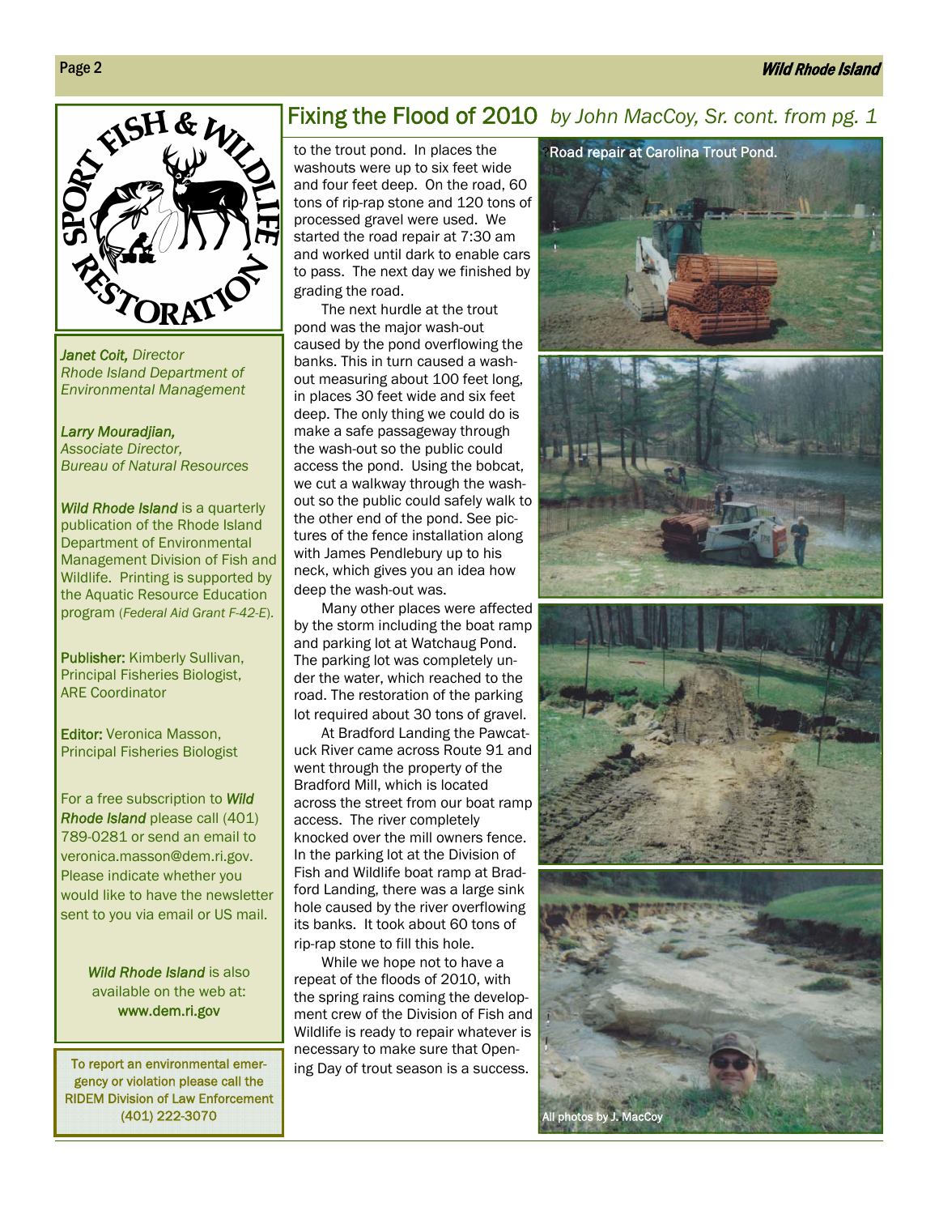## Fixing the Flood of 2010 *by John MacCoy, Sr. cont. from pg. 1*

to the trout pond. In places the washouts were up to six feet wide and four feet deep. On the road, 60 tons of rip-rap stone and 120 tons of processed gravel were used. We started the road repair at 7:30 am and worked until dark to enable cars to pass. The next day we finished by grading the road.

The next hurdle at the trout pond was the major wash-out caused by the pond overflowing the banks. This in turn caused a wash-out measuring about 100 feet long, in places 30 feet wide and six feet deep. The only thing we could do is make a safe passageway through the wash-out so the public could access the pond. Using the bobcat, we cut a walkway through the wash-out so the public could safely walk to the other end of the pond. See pictures of the fence installation along with James Pendlebury up to his neck, which gives you an idea how deep the wash-out was.

Many other places were affected by the storm including the boat ramp and parking lot at Watchaug Pond. The parking lot was completely under the water, which reached to the road. The restoration of the parking lot required about 30 tons of gravel.

At Bradford Landing the Pawcatuck River came across Route 91 and went through the property of the Bradford Mill, which is located across the street from our boat ramp access. The river completely knocked over the mill owners fence. In the parking lot at the Division of Fish and Wildlife boat ramp at Bradford Landing, there was a large sink hole caused by the river overflowing its banks. It took about 60 tons of rip-rap stone to fill this hole.

While we hope not to have a repeat of the floods of 2010, with the spring rains coming the development crew of the Division of Fish and Wildlife is ready to repair whatever is necessary to make sure that Opening Day of trout season is a success.

Road repair at Carolina Trout Pond.

All photos by J. MacCoy

---

SPORT FISH & WILDLIFE RESTORATION

*Janet Coit, Director*
*Rhode Island Department of Environmental Management*

*Larry Mouradjian,*
*Associate Director, Bureau of Natural Resources*

***Wild Rhode Island*** is a quarterly publication of the Rhode Island Department of Environmental Management Division of Fish and Wildlife. Printing is supported by the Aquatic Resource Education program (*Federal Aid Grant F-42-E*).

**Publisher:** Kimberly Sullivan, Principal Fisheries Biologist, ARE Coordinator

**Editor:** Veronica Masson, Principal Fisheries Biologist

For a free subscription to ***Wild Rhode Island*** please call (401) 789-0281 or send an email to veronica.masson@dem.ri.gov. Please indicate whether you would like to have the newsletter sent to you via email or US mail.

***Wild Rhode Island*** is also available on the web at: www.dem.ri.gov

To report an environmental emergency or violation please call the RIDEM Division of Law Enforcement (401) 222-3070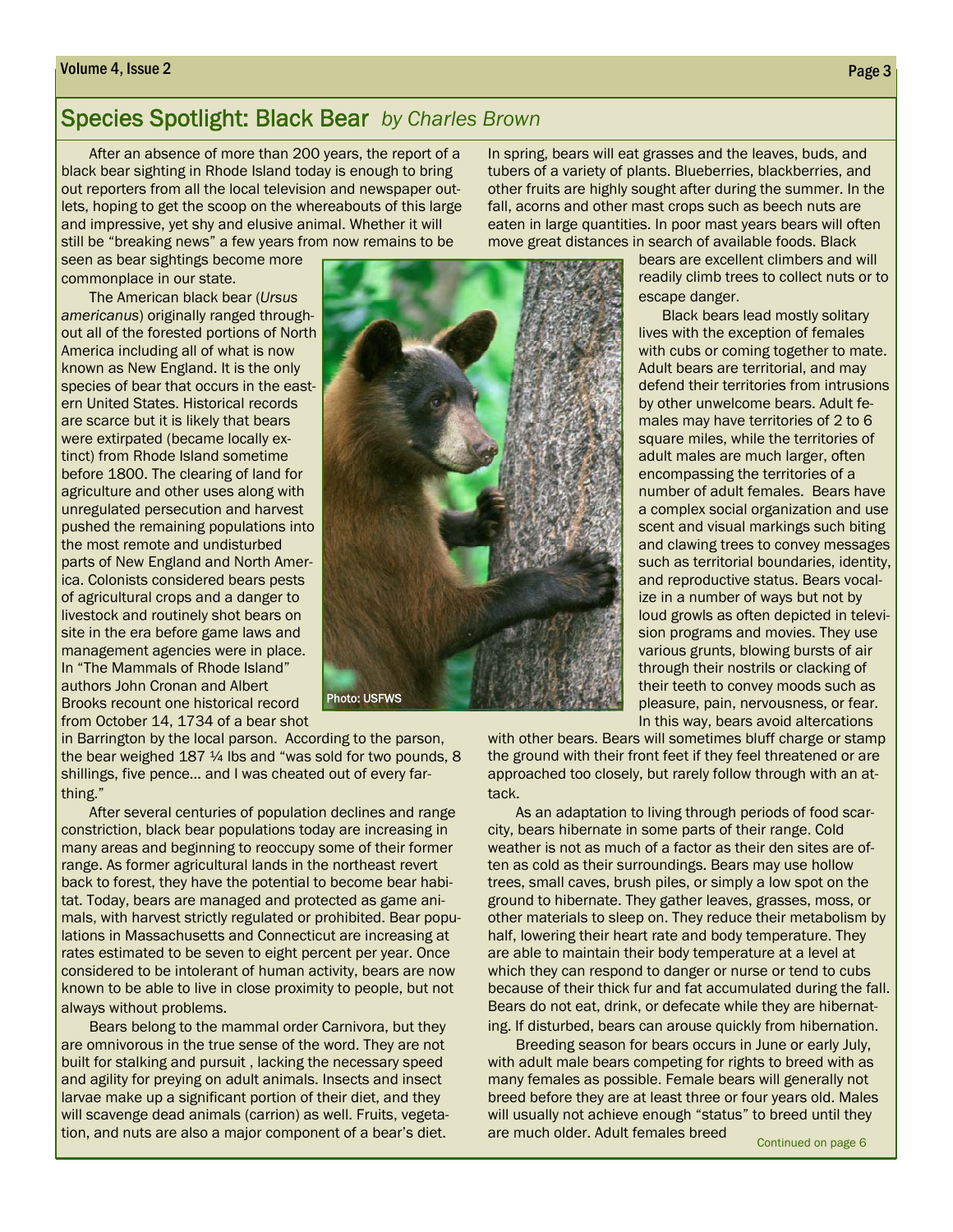## Species Spotlight: Black Bear *by Charles Brown*

After an absence of more than 200 years, the report of a black bear sighting in Rhode Island today is enough to bring out reporters from all the local television and newspaper outlets, hoping to get the scoop on the whereabouts of this large and impressive, yet shy and elusive animal. Whether it will still be "breaking news" a few years from now remains to be seen as bear sightings become more commonplace in our state.

The American black bear (*Ursus americanus*) originally ranged throughout all of the forested portions of North America including all of what is now known as New England. It is the only species of bear that occurs in the eastern United States. Historical records are scarce but it is likely that bears were extirpated (became locally extinct) from Rhode Island sometime before 1800. The clearing of land for agriculture and other uses along with unregulated persecution and harvest pushed the remaining populations into the most remote and undisturbed parts of New England and North America. Colonists considered bears pests of agricultural crops and a danger to livestock and routinely shot bears on site in the era before game laws and management agencies were in place. In "The Mammals of Rhode Island" authors John Cronan and Albert Brooks recount one historical record from October 14, 1734 of a bear shot in Barrington by the local parson. According to the parson, the bear weighed 187 ¼ lbs and "was sold for two pounds, 8 shillings, five pence… and I was cheated out of every farthing."

Photo: USFWS

After several centuries of population declines and range constriction, black bear populations today are increasing in many areas and beginning to reoccupy some of their former range. As former agricultural lands in the northeast revert back to forest, they have the potential to become bear habitat. Today, bears are managed and protected as game animals, with harvest strictly regulated or prohibited. Bear populations in Massachusetts and Connecticut are increasing at rates estimated to be seven to eight percent per year. Once considered to be intolerant of human activity, bears are now known to be able to live in close proximity to people, but not always without problems.

Bears belong to the mammal order Carnivora, but they are omnivorous in the true sense of the word. They are not built for stalking and pursuit , lacking the necessary speed and agility for preying on adult animals. Insects and insect larvae make up a significant portion of their diet, and they will scavenge dead animals (carrion) as well. Fruits, vegetation, and nuts are also a major component of a bear's diet. In spring, bears will eat grasses and the leaves, buds, and tubers of a variety of plants. Blueberries, blackberries, and other fruits are highly sought after during the summer. In the fall, acorns and other mast crops such as beech nuts are eaten in large quantities. In poor mast years bears will often move great distances in search of available foods. Black bears are excellent climbers and will readily climb trees to collect nuts or to escape danger.

Black bears lead mostly solitary lives with the exception of females with cubs or coming together to mate. Adult bears are territorial, and may defend their territories from intrusions by other unwelcome bears. Adult females may have territories of 2 to 6 square miles, while the territories of adult males are much larger, often encompassing the territories of a number of adult females. Bears have a complex social organization and use scent and visual markings such biting and clawing trees to convey messages such as territorial boundaries, identity, and reproductive status. Bears vocalize in a number of ways but not by loud growls as often depicted in television programs and movies. They use various grunts, blowing bursts of air through their nostrils or clacking of their teeth to convey moods such as pleasure, pain, nervousness, or fear. In this way, bears avoid altercations with other bears. Bears will sometimes bluff charge or stamp the ground with their front feet if they feel threatened or are approached too closely, but rarely follow through with an attack.

As an adaptation to living through periods of food scarcity, bears hibernate in some parts of their range. Cold weather is not as much of a factor as their den sites are often as cold as their surroundings. Bears may use hollow trees, small caves, brush piles, or simply a low spot on the ground to hibernate. They gather leaves, grasses, moss, or other materials to sleep on. They reduce their metabolism by half, lowering their heart rate and body temperature. They are able to maintain their body temperature at a level at which they can respond to danger or nurse or tend to cubs because of their thick fur and fat accumulated during the fall. Bears do not eat, drink, or defecate while they are hibernating. If disturbed, bears can arouse quickly from hibernation.

Breeding season for bears occurs in June or early July, with adult male bears competing for rights to breed with as many females as possible. Female bears will generally not breed before they are at least three or four years old. Males will usually not achieve enough "status" to breed until they are much older. Adult females breed

Continued on page 6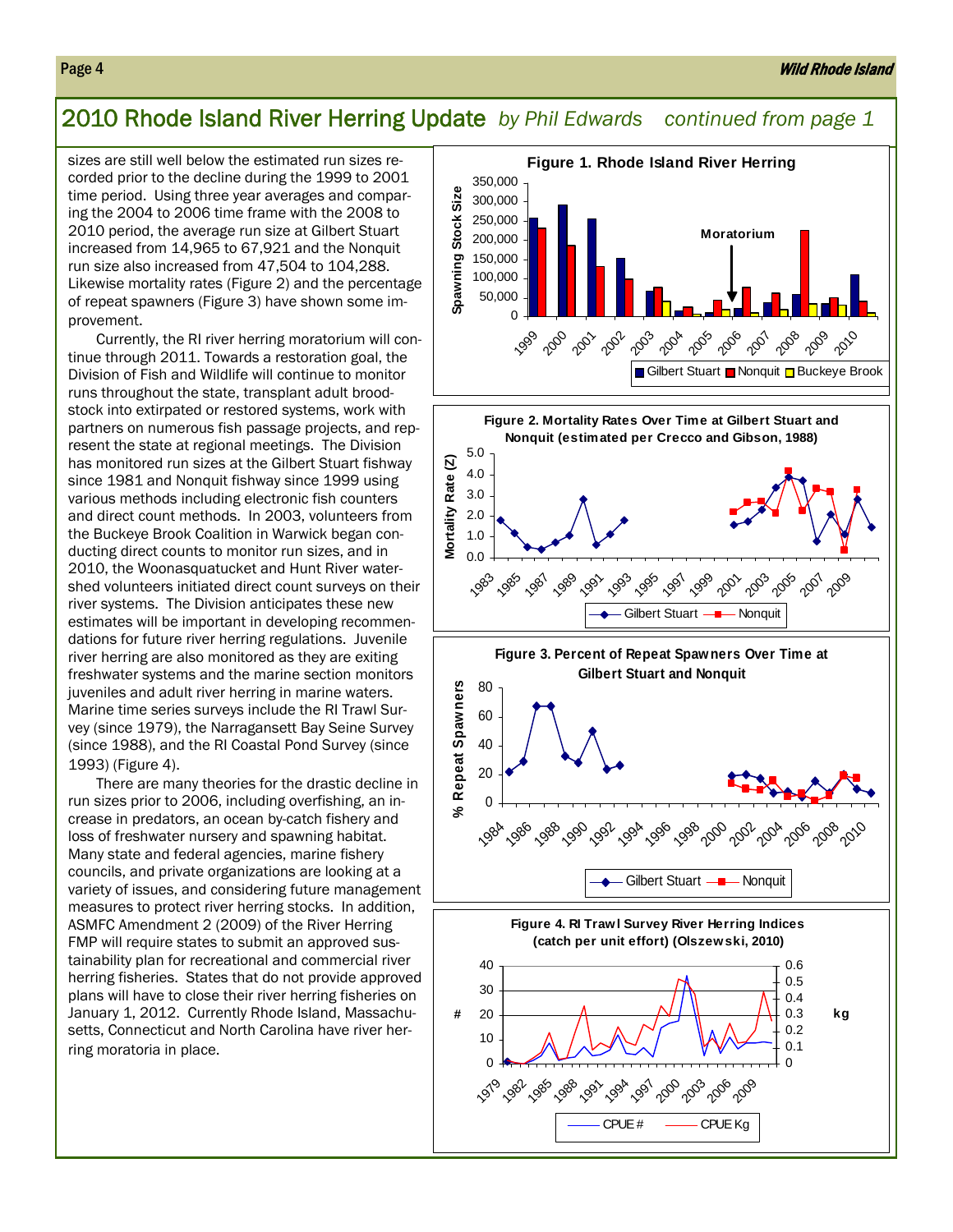## 2010 Rhode Island River Herring Update *by Phil Edwards continued from page 1*

sizes are still well below the estimated run sizes recorded prior to the decline during the 1999 to 2001 time period. Using three year averages and comparing the 2004 to 2006 time frame with the 2008 to 2010 period, the average run size at Gilbert Stuart increased from 14,965 to 67,921 and the Nonquit run size also increased from 47,504 to 104,288. Likewise mortality rates (Figure 2) and the percentage of repeat spawners (Figure 3) have shown some improvement.

Currently, the RI river herring moratorium will continue through 2011. Towards a restoration goal, the Division of Fish and Wildlife will continue to monitor runs throughout the state, transplant adult broodstock into extirpated or restored systems, work with partners on numerous fish passage projects, and represent the state at regional meetings. The Division has monitored run sizes at the Gilbert Stuart fishway since 1981 and Nonquit fishway since 1999 using various methods including electronic fish counters and direct count methods. In 2003, volunteers from the Buckeye Brook Coalition in Warwick began conducting direct counts to monitor run sizes, and in 2010, the Woonasquatucket and Hunt River watershed volunteers initiated direct count surveys on their river systems. The Division anticipates these new estimates will be important in developing recommendations for future river herring regulations. Juvenile river herring are also monitored as they are exiting freshwater systems and the marine section monitors juveniles and adult river herring in marine waters. Marine time series surveys include the RI Trawl Survey (since 1979), the Narragansett Bay Seine Survey (since 1988), and the RI Coastal Pond Survey (since 1993) (Figure 4).

There are many theories for the drastic decline in run sizes prior to 2006, including overfishing, an increase in predators, an ocean by-catch fishery and loss of freshwater nursery and spawning habitat. Many state and federal agencies, marine fishery councils, and private organizations are looking at a variety of issues, and considering future management measures to protect river herring stocks. In addition, ASMFC Amendment 2 (2009) of the River Herring FMP will require states to submit an approved sustainability plan for recreational and commercial river herring fisheries. States that do not provide approved plans will have to close their river herring fisheries on January 1, 2012. Currently Rhode Island, Massachusetts, Connecticut and North Carolina have river herring moratoria in place.

**Figure 1. Rhode Island River Herring**

**Figure 2. Mortality Rates Over Time at Gilbert Stuart and Nonquit (estimated per Crecco and Gibson, 1988)**

**Figure 3. Percent of Repeat Spawners Over Time at Gilbert Stuart and Nonquit**

**Figure 4. RI Trawl Survey River Herring Indices (catch per unit effort) (Olszewski, 2010)**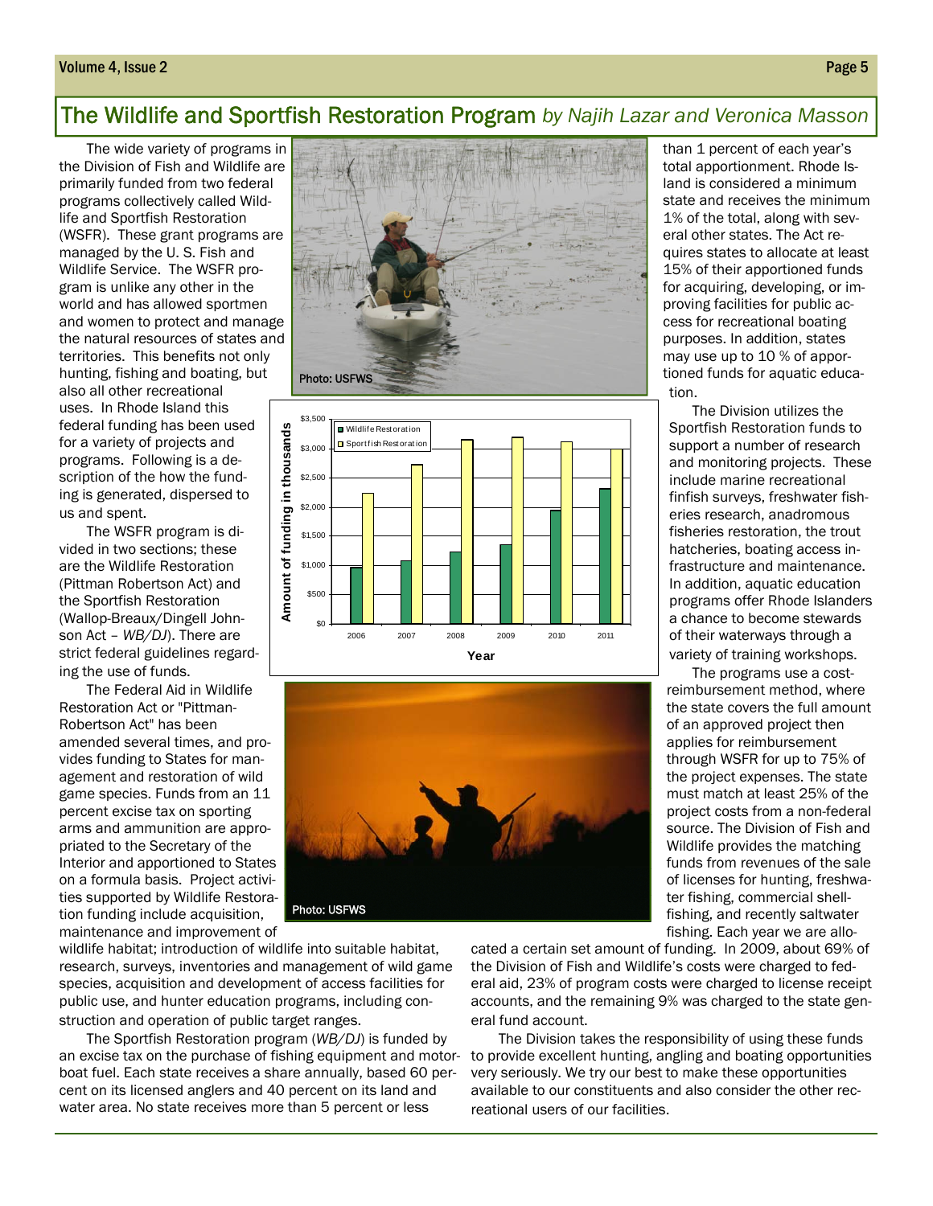## The Wildlife and Sportfish Restoration Program *by Najih Lazar and Veronica Masson*

The wide variety of programs in the Division of Fish and Wildlife are primarily funded from two federal programs collectively called Wildlife and Sportfish Restoration (WSFR). These grant programs are managed by the U. S. Fish and Wildlife Service. The WSFR program is unlike any other in the world and has allowed sportmen and women to protect and manage the natural resources of states and territories. This benefits not only hunting, fishing and boating, but also all other recreational uses. In Rhode Island this federal funding has been used for a variety of projects and programs. Following is a description of the how the funding is generated, dispersed to us and spent.

The WSFR program is divided in two sections; these are the Wildlife Restoration (Pittman Robertson Act) and the Sportfish Restoration (Wallop-Breaux/Dingell Johnson Act – *WB/DJ*). There are strict federal guidelines regarding the use of funds.

The Federal Aid in Wildlife Restoration Act or "Pittman-Robertson Act" has been amended several times, and provides funding to States for management and restoration of wild game species. Funds from an 11 percent excise tax on sporting arms and ammunition are appropriated to the Secretary of the Interior and apportioned to States on a formula basis. Project activities supported by Wildlife Restoration funding include acquisition, maintenance and improvement of wildlife habitat; introduction of wildlife into suitable habitat, research, surveys, inventories and management of wild game species, acquisition and development of access facilities for public use, and hunter education programs, including construction and operation of public target ranges.

The Sportfish Restoration program (*WB/DJ*) is funded by an excise tax on the purchase of fishing equipment and motorboat fuel. Each state receives a share annually, based 60 percent on its licensed anglers and 40 percent on its land and water area. No state receives more than 5 percent or less than 1 percent of each year's total apportionment. Rhode Island is considered a minimum state and receives the minimum 1% of the total, along with several other states. The Act requires states to allocate at least 15% of their apportioned funds for acquiring, developing, or improving facilities for public access for recreational boating purposes. In addition, states may use up to 10 % of apportioned funds for aquatic education.

Photo: USFWS

Photo: USFWS

The Division utilizes the Sportfish Restoration funds to support a number of research and monitoring projects. These include marine recreational finfish surveys, freshwater fisheries research, anadromous fisheries restoration, the trout hatcheries, boating access infrastructure and maintenance. In addition, aquatic education programs offer Rhode Islanders a chance to become stewards of their waterways through a variety of training workshops.

The programs use a cost-reimbursement method, where the state covers the full amount of an approved project then applies for reimbursement through WSFR for up to 75% of the project expenses. The state must match at least 25% of the project costs from a non-federal source. The Division of Fish and Wildlife provides the matching funds from revenues of the sale of licenses for hunting, freshwater fishing, commercial shellfishing, and recently saltwater fishing. Each year we are allocated a certain set amount of funding. In 2009, about 69% of the Division of Fish and Wildlife's costs were charged to federal aid, 23% of program costs were charged to license receipt accounts, and the remaining 9% was charged to the state general fund account.

The Division takes the responsibility of using these funds to provide excellent hunting, angling and boating opportunities very seriously. We try our best to make these opportunities available to our constituents and also consider the other recreational users of our facilities.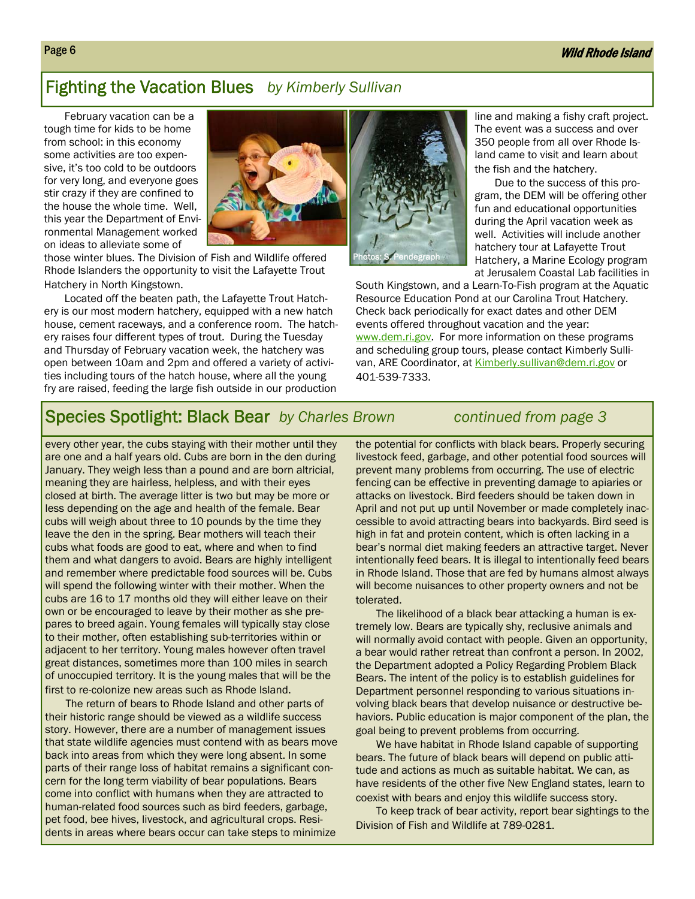## Fighting the Vacation Blues *by Kimberly Sullivan*

February vacation can be a tough time for kids to be home from school: in this economy some activities are too expensive, it's too cold to be outdoors for very long, and everyone goes stir crazy if they are confined to the house the whole time. Well, this year the Department of Environmental Management worked on ideas to alleviate some of those winter blues. The Division of Fish and Wildlife offered Rhode Islanders the opportunity to visit the Lafayette Trout Hatchery in North Kingstown.

Located off the beaten path, the Lafayette Trout Hatchery is our most modern hatchery, equipped with a new hatch house, cement raceways, and a conference room. The hatchery raises four different types of trout. During the Tuesday and Thursday of February vacation week, the hatchery was open between 10am and 2pm and offered a variety of activities including tours of the hatch house, where all the young fry are raised, feeding the large fish outside in our production line and making a fishy craft project. The event was a success and over 350 people from all over Rhode Island came to visit and learn about the fish and the hatchery.

Photos: S. Pendegraph

Due to the success of this program, the DEM will be offering other fun and educational opportunities during the April vacation week as well. Activities will include another hatchery tour at Lafayette Trout Hatchery, a Marine Ecology program at Jerusalem Coastal Lab facilities in South Kingstown, and a Learn-To-Fish program at the Aquatic Resource Education Pond at our Carolina Trout Hatchery. Check back periodically for exact dates and other DEM events offered throughout vacation and the year: www.dem.ri.gov. For more information on these programs and scheduling group tours, please contact Kimberly Sullivan, ARE Coordinator, at Kimberly.sullivan@dem.ri.gov or 401-539-7333.

## Species Spotlight: Black Bear *by Charles Brown* *continued from page 3*

every other year, the cubs staying with their mother until they are one and a half years old. Cubs are born in the den during January. They weigh less than a pound and are born altricial, meaning they are hairless, helpless, and with their eyes closed at birth. The average litter is two but may be more or less depending on the age and health of the female. Bear cubs will weigh about three to 10 pounds by the time they leave the den in the spring. Bear mothers will teach their cubs what foods are good to eat, where and when to find them and what dangers to avoid. Bears are highly intelligent and remember where predictable food sources will be. Cubs will spend the following winter with their mother. When the cubs are 16 to 17 months old they will either leave on their own or be encouraged to leave by their mother as she prepares to breed again. Young females will typically stay close to their mother, often establishing sub-territories within or adjacent to her territory. Young males however often travel great distances, sometimes more than 100 miles in search of unoccupied territory. It is the young males that will be the first to re-colonize new areas such as Rhode Island.

The return of bears to Rhode Island and other parts of their historic range should be viewed as a wildlife success story. However, there are a number of management issues that state wildlife agencies must contend with as bears move back into areas from which they were long absent. In some parts of their range loss of habitat remains a significant concern for the long term viability of bear populations. Bears come into conflict with humans when they are attracted to human-related food sources such as bird feeders, garbage, pet food, bee hives, livestock, and agricultural crops. Residents in areas where bears occur can take steps to minimize the potential for conflicts with black bears. Properly securing livestock feed, garbage, and other potential food sources will prevent many problems from occurring. The use of electric fencing can be effective in preventing damage to apiaries or attacks on livestock. Bird feeders should be taken down in April and not put up until November or made completely inaccessible to avoid attracting bears into backyards. Bird seed is high in fat and protein content, which is often lacking in a bear's normal diet making feeders an attractive target. Never intentionally feed bears. It is illegal to intentionally feed bears in Rhode Island. Those that are fed by humans almost always will become nuisances to other property owners and not be tolerated.

The likelihood of a black bear attacking a human is extremely low. Bears are typically shy, reclusive animals and will normally avoid contact with people. Given an opportunity, a bear would rather retreat than confront a person. In 2002, the Department adopted a Policy Regarding Problem Black Bears. The intent of the policy is to establish guidelines for Department personnel responding to various situations involving black bears that develop nuisance or destructive behaviors. Public education is major component of the plan, the goal being to prevent problems from occurring.

We have habitat in Rhode Island capable of supporting bears. The future of black bears will depend on public attitude and actions as much as suitable habitat. We can, as have residents of the other five New England states, learn to coexist with bears and enjoy this wildlife success story.

To keep track of bear activity, report bear sightings to the Division of Fish and Wildlife at 789-0281.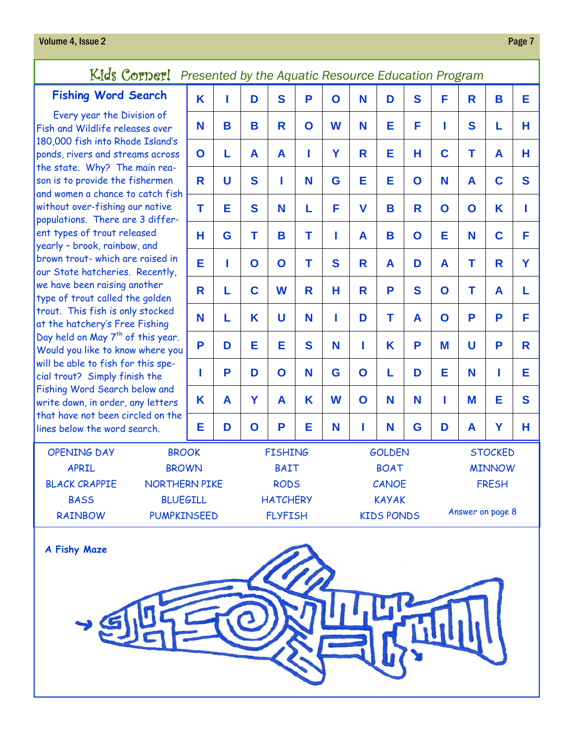## Kids Corner! *Presented by the Aquatic Resource Education Program*

### Fishing Word Search

Every year the Division of Fish and Wildlife releases over 180,000 fish into Rhode Island's ponds, rivers and streams across the state. Why? The main reason is to provide the fishermen and women a chance to catch fish without over-fishing our native populations. There are 3 different types of trout released yearly – brook, rainbow, and brown trout- which are raised in our State hatcheries. Recently, we have been raising another type of trout called the golden trout. This fish is only stocked at the hatchery's Free Fishing Day held on May 7th of this year. Would you like to know where you will be able to fish for this special trout? Simply finish the Fishing Word Search below and write down, in order, any letters that have not been circled on the lines below the word search.

| | | | | | | | | | | | | |
|---|---|---|---|---|---|---|---|---|---|---|---|---|
| K | I | D | S | P | O | N | D | S | F | R | B | E |
| N | B | B | R | O | W | N | E | F | I | S | L | H |
| O | L | A | A | I | Y | R | E | H | C | T | A | H |
| R | U | S | I | N | G | E | E | O | N | A | C | S |
| T | E | S | N | L | F | V | B | R | O | O | K | I |
| H | G | T | B | T | I | A | B | O | E | N | C | F |
| E | I | O | O | T | S | R | A | D | A | T | R | Y |
| R | L | C | W | R | H | R | P | S | O | T | A | L |
| N | L | K | U | N | I | D | T | A | O | P | P | F |
| P | D | E | E | S | N | I | K | P | M | U | P | R |
| I | P | D | O | N | G | O | L | D | E | N | I | E |
| K | A | Y | A | K | W | O | N | N | I | M | E | S |
| E | D | O | P | E | N | I | N | G | D | A | Y | H |

| | | | | |
|---|---|---|---|---|
| OPENING DAY | BROOK | FISHING | GOLDEN | STOCKED |
| APRIL | BROWN | BAIT | BOAT | MINNOW |
| BLACK CRAPPIE | NORTHERN PIKE | RODS | CANOE | FRESH |
| BASS | BLUEGILL | HATCHERY | KAYAK | |
| RAINBOW | PUMPKINSEED | FLYFISH | KIDS PONDS | |

Answer on page 8

### A Fishy Maze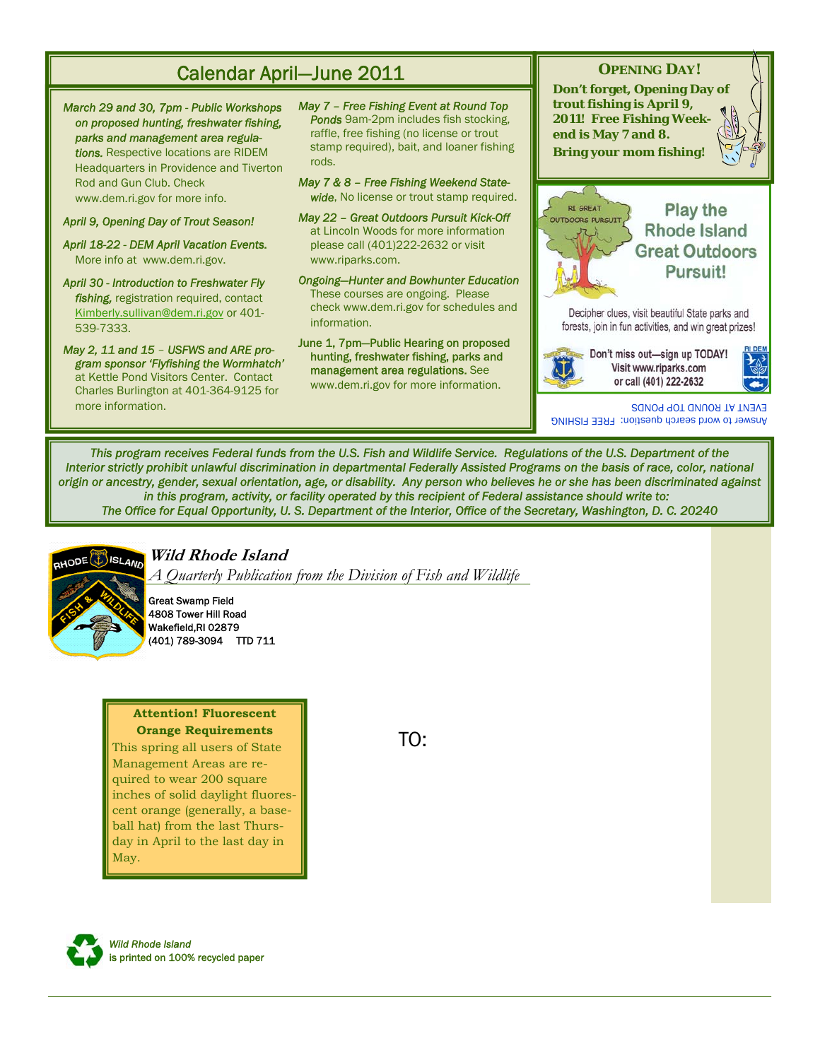## Calendar April—June 2011

***March 29 and 30, 7pm - Public Workshops on proposed hunting, freshwater fishing, parks and management area regulations.*** Respective locations are RIDEM Headquarters in Providence and Tiverton Rod and Gun Club. Check www.dem.ri.gov for more info.

*April 9, Opening Day of Trout Season!*

***April 18-22 - DEM April Vacation Events.*** More info at www.dem.ri.gov.

***April 30 - Introduction to Freshwater Fly fishing,*** registration required, contact Kimberly.sullivan@dem.ri.gov or 401-539-7333.

***May 2, 11 and 15 – USFWS and ARE program sponsor 'Flyfishing the Wormhatch'*** at Kettle Pond Visitors Center. Contact Charles Burlington at 401-364-9125 for more information.

***May 7 – Free Fishing Event at Round Top Ponds*** 9am-2pm includes fish stocking, raffle, free fishing (no license or trout stamp required), bait, and loaner fishing rods.

***May 7 & 8 – Free Fishing Weekend Statewide***, No license or trout stamp required.

***May 22 – Great Outdoors Pursuit Kick-Off*** at Lincoln Woods for more information please call (401)222-2632 or visit www.riparks.com.

***Ongoing—Hunter and Bowhunter Education*** These courses are ongoing. Please check www.dem.ri.gov for schedules and information.

**June 1, 7pm—Public Hearing on proposed hunting, freshwater fishing, parks and management area regulations.** See www.dem.ri.gov for more information.

## OPENING DAY!

**Don't forget, Opening Day of trout fishing is April 9, 2011! Free Fishing Weekend is May 7 and 8.**

**Bring your mom fishing!**

RI GREAT OUTDOORS PURSUIT

## Play the Rhode Island Great Outdoors Pursuit!

Decipher clues, visit beautiful State parks and forests, join in fun activities, and win great prizes!

**Don't miss out—sign up TODAY!**
Visit www.riparks.com
or call (401) 222-2632

RI DEM

Answer to word search question: FREE FISHING EVENT AT ROUND TOP PONDS

*This program receives Federal funds from the U.S. Fish and Wildlife Service. Regulations of the U.S. Department of the Interior strictly prohibit unlawful discrimination in departmental Federally Assisted Programs on the basis of race, color, national origin or ancestry, gender, sexual orientation, age, or disability. Any person who believes he or she has been discriminated against in this program, activity, or facility operated by this recipient of Federal assistance should write to: The Office for Equal Opportunity, U. S. Department of the Interior, Office of the Secretary, Washington, D. C. 20240*

RHODE ISLAND FISH & WILDLIFE

***Wild Rhode Island***

*A Quarterly Publication from the Division of Fish and Wildlife*

Great Swamp Field
4808 Tower Hill Road
Wakefield,RI 02879
(401) 789-3094 TTD 711

**Attention! Fluorescent Orange Requirements**

This spring all users of State Management Areas are required to wear 200 square inches of solid daylight fluorescent orange (generally, a baseball hat) from the last Thursday in April to the last day in May.

TO:

*Wild Rhode Island* is printed on 100% recycled paper